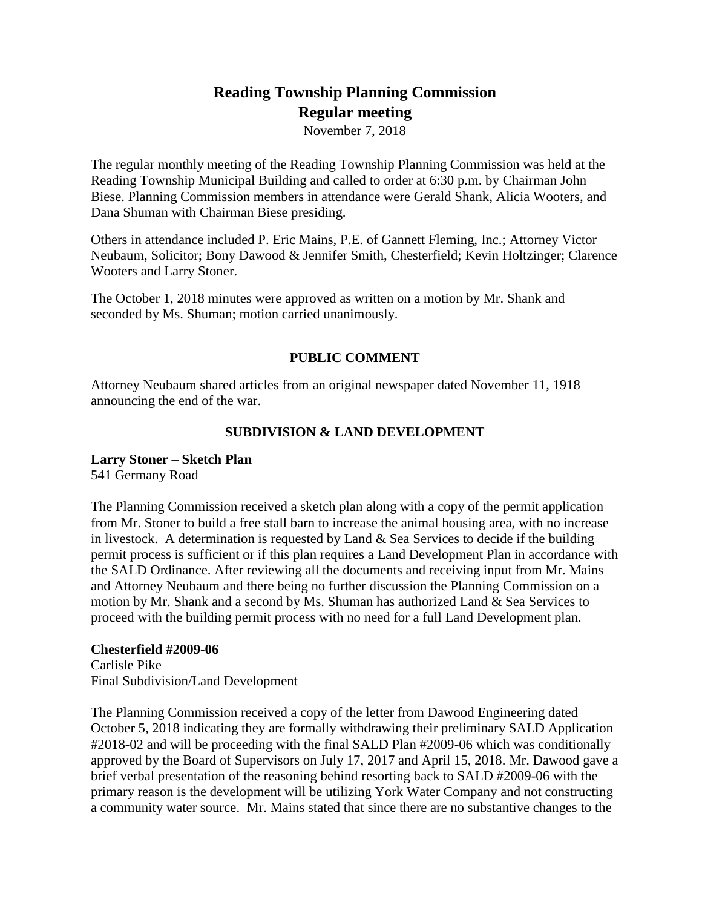# Reading Township Planning Commission
## Regular meeting

November 7, 2018

The regular monthly meeting of the Reading Township Planning Commission was held at the Reading Township Municipal Building and called to order at 6:30 p.m. by Chairman John Biese. Planning Commission members in attendance were Gerald Shank, Alicia Wooters, and Dana Shuman with Chairman Biese presiding.

Others in attendance included P. Eric Mains, P.E. of Gannett Fleming, Inc.; Attorney Victor Neubaum, Solicitor; Bony Dawood & Jennifer Smith, Chesterfield; Kevin Holtzinger; Clarence Wooters and Larry Stoner.

The October 1, 2018 minutes were approved as written on a motion by Mr. Shank and seconded by Ms. Shuman; motion carried unanimously.

### PUBLIC COMMENT

Attorney Neubaum shared articles from an original newspaper dated November 11, 1918 announcing the end of the war.

### SUBDIVISION & LAND DEVELOPMENT

**Larry Stoner – Sketch Plan**
541 Germany Road

The Planning Commission received a sketch plan along with a copy of the permit application from Mr. Stoner to build a free stall barn to increase the animal housing area, with no increase in livestock. A determination is requested by Land & Sea Services to decide if the building permit process is sufficient or if this plan requires a Land Development Plan in accordance with the SALD Ordinance. After reviewing all the documents and receiving input from Mr. Mains and Attorney Neubaum and there being no further discussion the Planning Commission on a motion by Mr. Shank and a second by Ms. Shuman has authorized Land & Sea Services to proceed with the building permit process with no need for a full Land Development plan.

**Chesterfield #2009-06**
Carlisle Pike
Final Subdivision/Land Development

The Planning Commission received a copy of the letter from Dawood Engineering dated October 5, 2018 indicating they are formally withdrawing their preliminary SALD Application #2018-02 and will be proceeding with the final SALD Plan #2009-06 which was conditionally approved by the Board of Supervisors on July 17, 2017 and April 15, 2018. Mr. Dawood gave a brief verbal presentation of the reasoning behind resorting back to SALD #2009-06 with the primary reason is the development will be utilizing York Water Company and not constructing a community water source. Mr. Mains stated that since there are no substantive changes to the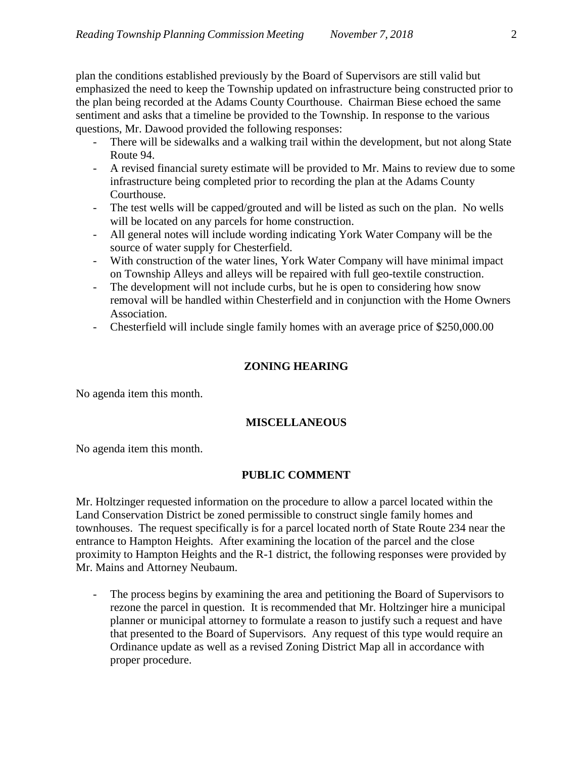plan the conditions established previously by the Board of Supervisors are still valid but emphasized the need to keep the Township updated on infrastructure being constructed prior to the plan being recorded at the Adams County Courthouse. Chairman Biese echoed the same sentiment and asks that a timeline be provided to the Township. In response to the various questions, Mr. Dawood provided the following responses:

- There will be sidewalks and a walking trail within the development, but not along State Route 94.
- A revised financial surety estimate will be provided to Mr. Mains to review due to some infrastructure being completed prior to recording the plan at the Adams County Courthouse.
- The test wells will be capped/grouted and will be listed as such on the plan. No wells will be located on any parcels for home construction.
- All general notes will include wording indicating York Water Company will be the source of water supply for Chesterfield.
- With construction of the water lines, York Water Company will have minimal impact on Township Alleys and alleys will be repaired with full geo-textile construction.
- The development will not include curbs, but he is open to considering how snow removal will be handled within Chesterfield and in conjunction with the Home Owners Association.
- Chesterfield will include single family homes with an average price of $250,000.00

## ZONING HEARING

No agenda item this month.

## MISCELLANEOUS

No agenda item this month.

## PUBLIC COMMENT

Mr. Holtzinger requested information on the procedure to allow a parcel located within the Land Conservation District be zoned permissible to construct single family homes and townhouses. The request specifically is for a parcel located north of State Route 234 near the entrance to Hampton Heights. After examining the location of the parcel and the close proximity to Hampton Heights and the R-1 district, the following responses were provided by Mr. Mains and Attorney Neubaum.

- The process begins by examining the area and petitioning the Board of Supervisors to rezone the parcel in question. It is recommended that Mr. Holtzinger hire a municipal planner or municipal attorney to formulate a reason to justify such a request and have that presented to the Board of Supervisors. Any request of this type would require an Ordinance update as well as a revised Zoning District Map all in accordance with proper procedure.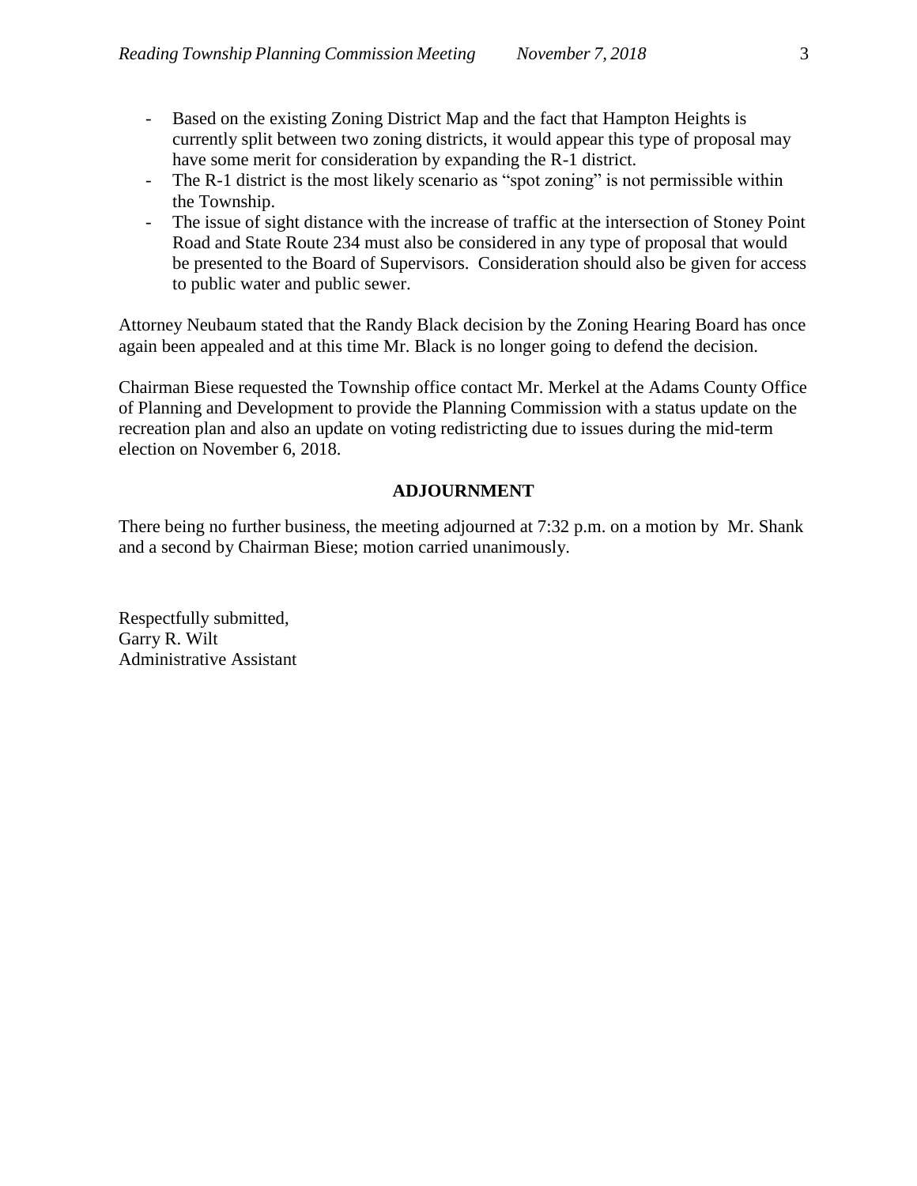- Based on the existing Zoning District Map and the fact that Hampton Heights is currently split between two zoning districts, it would appear this type of proposal may have some merit for consideration by expanding the R-1 district.
- The R-1 district is the most likely scenario as "spot zoning" is not permissible within the Township.
- The issue of sight distance with the increase of traffic at the intersection of Stoney Point Road and State Route 234 must also be considered in any type of proposal that would be presented to the Board of Supervisors. Consideration should also be given for access to public water and public sewer.

Attorney Neubaum stated that the Randy Black decision by the Zoning Hearing Board has once again been appealed and at this time Mr. Black is no longer going to defend the decision.

Chairman Biese requested the Township office contact Mr. Merkel at the Adams County Office of Planning and Development to provide the Planning Commission with a status update on the recreation plan and also an update on voting redistricting due to issues during the mid-term election on November 6, 2018.

## ADJOURNMENT

There being no further business, the meeting adjourned at 7:32 p.m. on a motion by Mr. Shank and a second by Chairman Biese; motion carried unanimously.

Respectfully submitted,
Garry R. Wilt
Administrative Assistant